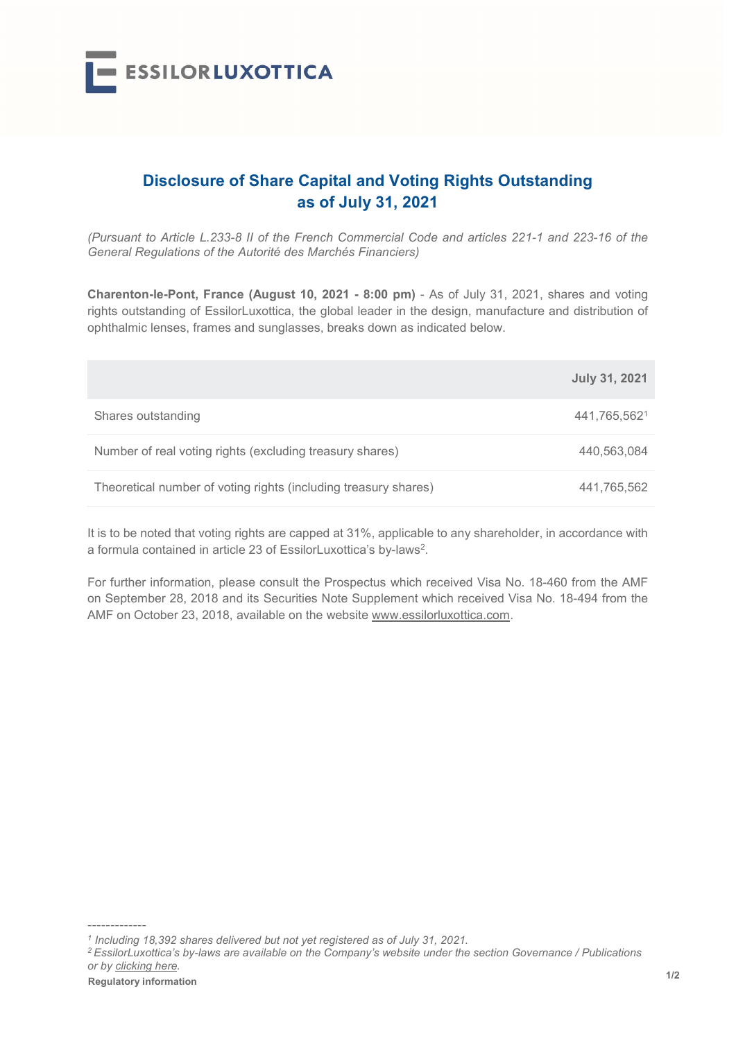ESSILORLUXOTTICA

# Disclosure of Share Capital and Voting Rights Outstanding as of July 31, 2021

*(Pursuant to Article L.233-8 II of the French Commercial Code and articles 221-1 and 223-16 of the General Regulations of the Autorité des Marchés Financiers)*

**Charenton-le-Pont, France (August 10, 2021 - 8:00 pm)** - As of July 31, 2021, shares and voting rights outstanding of EssilorLuxottica, the global leader in the design, manufacture and distribution of ophthalmic lenses, frames and sunglasses, breaks down as indicated below.

| | July 31, 2021 |
|---|---|
| Shares outstanding | 441,765,562[1] |
| Number of real voting rights (excluding treasury shares) | 440,563,084 |
| Theoretical number of voting rights (including treasury shares) | 441,765,562 |

It is to be noted that voting rights are capped at 31%, applicable to any shareholder, in accordance with a formula contained in article 23 of EssilorLuxottica's by-laws[2].

For further information, please consult the Prospectus which received Visa No. 18-460 from the AMF on September 28, 2018 and its Securities Note Supplement which received Visa No. 18-494 from the AMF on October 23, 2018, available on the website www.essilorluxottica.com.

-------------

[1] *Including 18,392 shares delivered but not yet registered as of July 31, 2021.*

[2] *EssilorLuxottica's by-laws are available on the Company's website under the section Governance / Publications or by clicking here.*

**Regulatory information**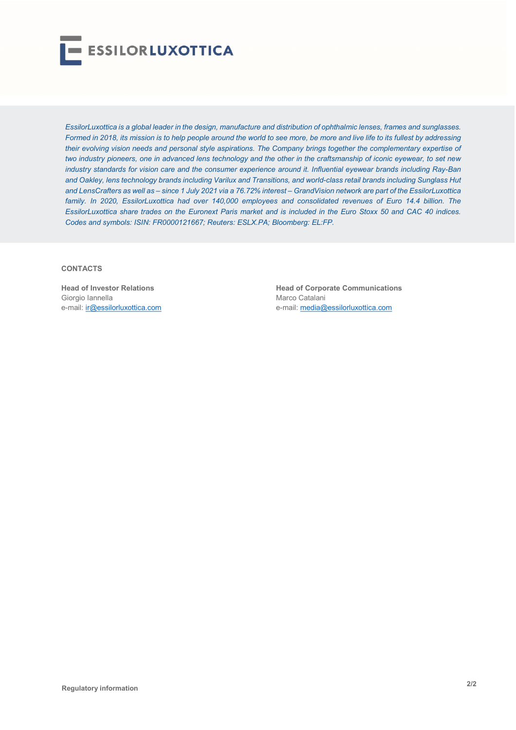*EssilorLuxottica is a global leader in the design, manufacture and distribution of ophthalmic lenses, frames and sunglasses. Formed in 2018, its mission is to help people around the world to see more, be more and live life to its fullest by addressing their evolving vision needs and personal style aspirations. The Company brings together the complementary expertise of two industry pioneers, one in advanced lens technology and the other in the craftsmanship of iconic eyewear, to set new industry standards for vision care and the consumer experience around it. Influential eyewear brands including Ray-Ban and Oakley, lens technology brands including Varilux and Transitions, and world-class retail brands including Sunglass Hut and LensCrafters as well as – since 1 July 2021 via a 76.72% interest – GrandVision network are part of the EssilorLuxottica family. In 2020, EssilorLuxottica had over 140,000 employees and consolidated revenues of Euro 14.4 billion. The EssilorLuxottica share trades on the Euronext Paris market and is included in the Euro Stoxx 50 and CAC 40 indices. Codes and symbols: ISIN: FR0000121667; Reuters: ESLX.PA; Bloomberg: EL:FP.*

**CONTACTS**

**Head of Investor Relations**
Giorgio Iannella
e-mail: ir@essilorluxottica.com

**Head of Corporate Communications**
Marco Catalani
e-mail: media@essilorluxottica.com

**Regulatory information**